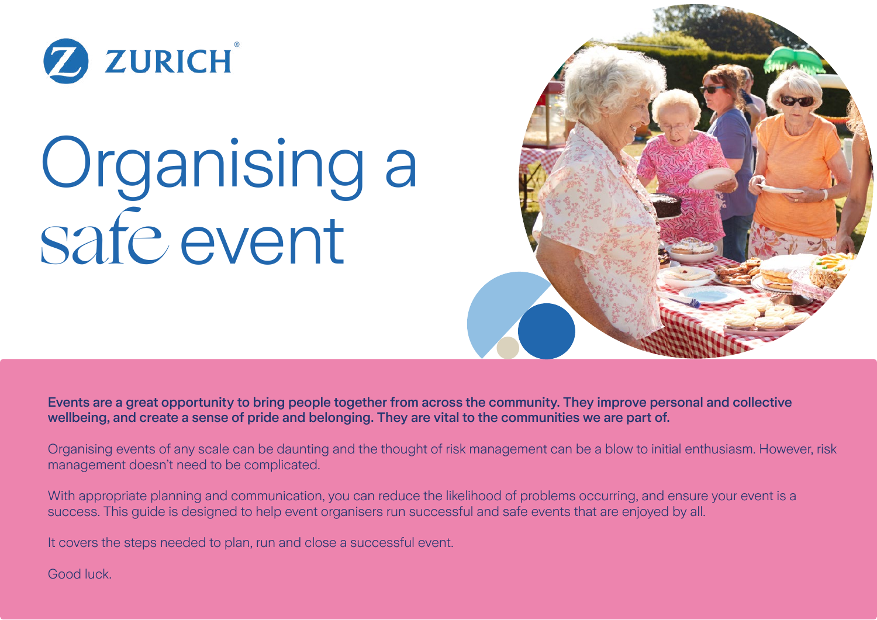ZURICH

# Organising a safe event

**Events are a great opportunity to bring people together from across the community. They improve personal and collective wellbeing, and create a sense of pride and belonging. They are vital to the communities we are part of.**

Organising events of any scale can be daunting and the thought of risk management can be a blow to initial enthusiasm. However, risk management doesn't need to be complicated.

With appropriate planning and communication, you can reduce the likelihood of problems occurring, and ensure your event is a success. This guide is designed to help event organisers run successful and safe events that are enjoyed by all.

It covers the steps needed to plan, run and close a successful event.

Good luck.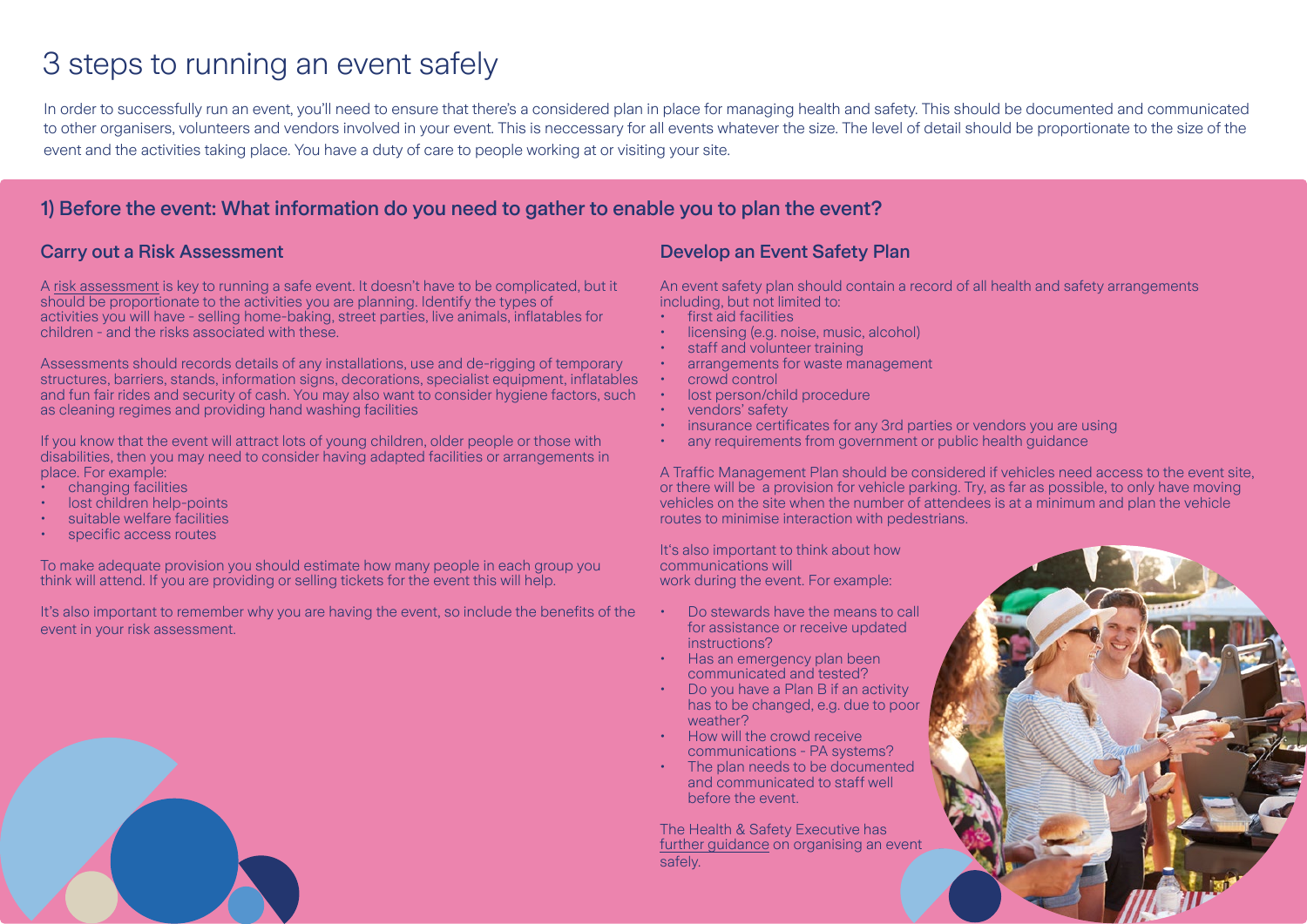# 3 steps to running an event safely

In order to successfully run an event, you'll need to ensure that there's a considered plan in place for managing health and safety. This should be documented and communicated to other organisers, volunteers and vendors involved in your event. This is neccessary for all events whatever the size. The level of detail should be proportionate to the size of the event and the activities taking place. You have a duty of care to people working at or visiting your site.

## 1) Before the event: What information do you need to gather to enable you to plan the event?

### Carry out a Risk Assessment

A risk assessment is key to running a safe event. It doesn't have to be complicated, but it should be proportionate to the activities you are planning. Identify the types of activities you will have - selling home-baking, street parties, live animals, inflatables for children - and the risks associated with these.

Assessments should records details of any installations, use and de-rigging of temporary structures, barriers, stands, information signs, decorations, specialist equipment, inflatables and fun fair rides and security of cash. You may also want to consider hygiene factors, such as cleaning regimes and providing hand washing facilities

If you know that the event will attract lots of young children, older people or those with disabilities, then you may need to consider having adapted facilities or arrangements in place. For example:

- changing facilities
- lost children help-points
- suitable welfare facilities
- specific access routes

To make adequate provision you should estimate how many people in each group you think will attend. If you are providing or selling tickets for the event this will help.

It's also important to remember why you are having the event, so include the benefits of the event in your risk assessment.

### Develop an Event Safety Plan

An event safety plan should contain a record of all health and safety arrangements including, but not limited to:

- first aid facilities
- licensing (e.g. noise, music, alcohol)
- staff and volunteer training
- arrangements for waste management
- crowd control
- lost person/child procedure
- vendors' safety
- insurance certificates for any 3rd parties or vendors you are using
- any requirements from government or public health guidance

A Traffic Management Plan should be considered if vehicles need access to the event site, or there will be a provision for vehicle parking. Try, as far as possible, to only have moving vehicles on the site when the number of attendees is at a minimum and plan the vehicle routes to minimise interaction with pedestrians.

It's also important to think about how communications will work during the event. For example:

- Do stewards have the means to call for assistance or receive updated instructions?
- Has an emergency plan been communicated and tested?
- Do you have a Plan B if an activity has to be changed, e.g. due to poor weather?
- How will the crowd receive communications - PA systems?
- The plan needs to be documented and communicated to staff well before the event.

The Health & Safety Executive has further guidance on organising an event safely.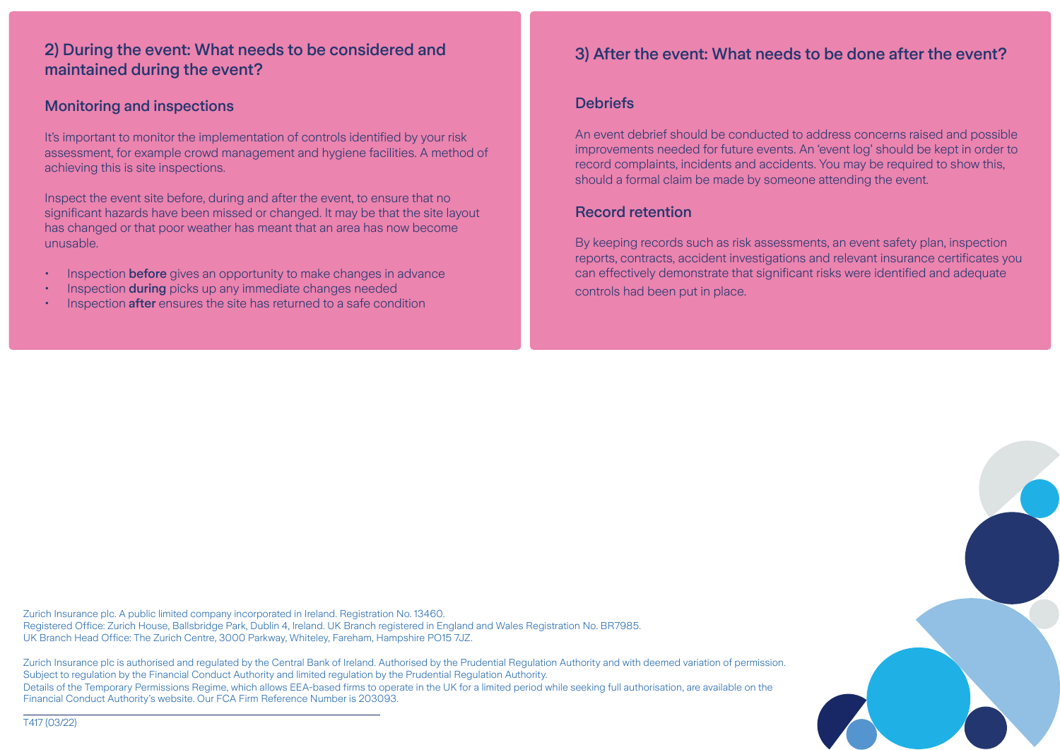## 2) During the event: What needs to be considered and maintained during the event?

### Monitoring and inspections

It's important to monitor the implementation of controls identified by your risk assessment, for example crowd management and hygiene facilities. A method of achieving this is site inspections.

Inspect the event site before, during and after the event, to ensure that no significant hazards have been missed or changed. It may be that the site layout has changed or that poor weather has meant that an area has now become unusable.

- Inspection **before** gives an opportunity to make changes in advance
- Inspection **during** picks up any immediate changes needed
- Inspection **after** ensures the site has returned to a safe condition

## 3) After the event: What needs to be done after the event?

### Debriefs

An event debrief should be conducted to address concerns raised and possible improvements needed for future events. An 'event log' should be kept in order to record complaints, incidents and accidents. You may be required to show this, should a formal claim be made by someone attending the event.

### Record retention

By keeping records such as risk assessments, an event safety plan, inspection reports, contracts, accident investigations and relevant insurance certificates you can effectively demonstrate that significant risks were identified and adequate controls had been put in place.

Zurich Insurance plc. A public limited company incorporated in Ireland. Registration No. 13460.
Registered Office: Zurich House, Ballsbridge Park, Dublin 4, Ireland. UK Branch registered in England and Wales Registration No. BR7985.
UK Branch Head Office: The Zurich Centre, 3000 Parkway, Whiteley, Fareham, Hampshire PO15 7JZ.

Zurich Insurance plc is authorised and regulated by the Central Bank of Ireland. Authorised by the Prudential Regulation Authority and with deemed variation of permission. Subject to regulation by the Financial Conduct Authority and limited regulation by the Prudential Regulation Authority.
Details of the Temporary Permissions Regime, which allows EEA-based firms to operate in the UK for a limited period while seeking full authorisation, are available on the Financial Conduct Authority's website. Our FCA Firm Reference Number is 203093.

T417 (03/22)